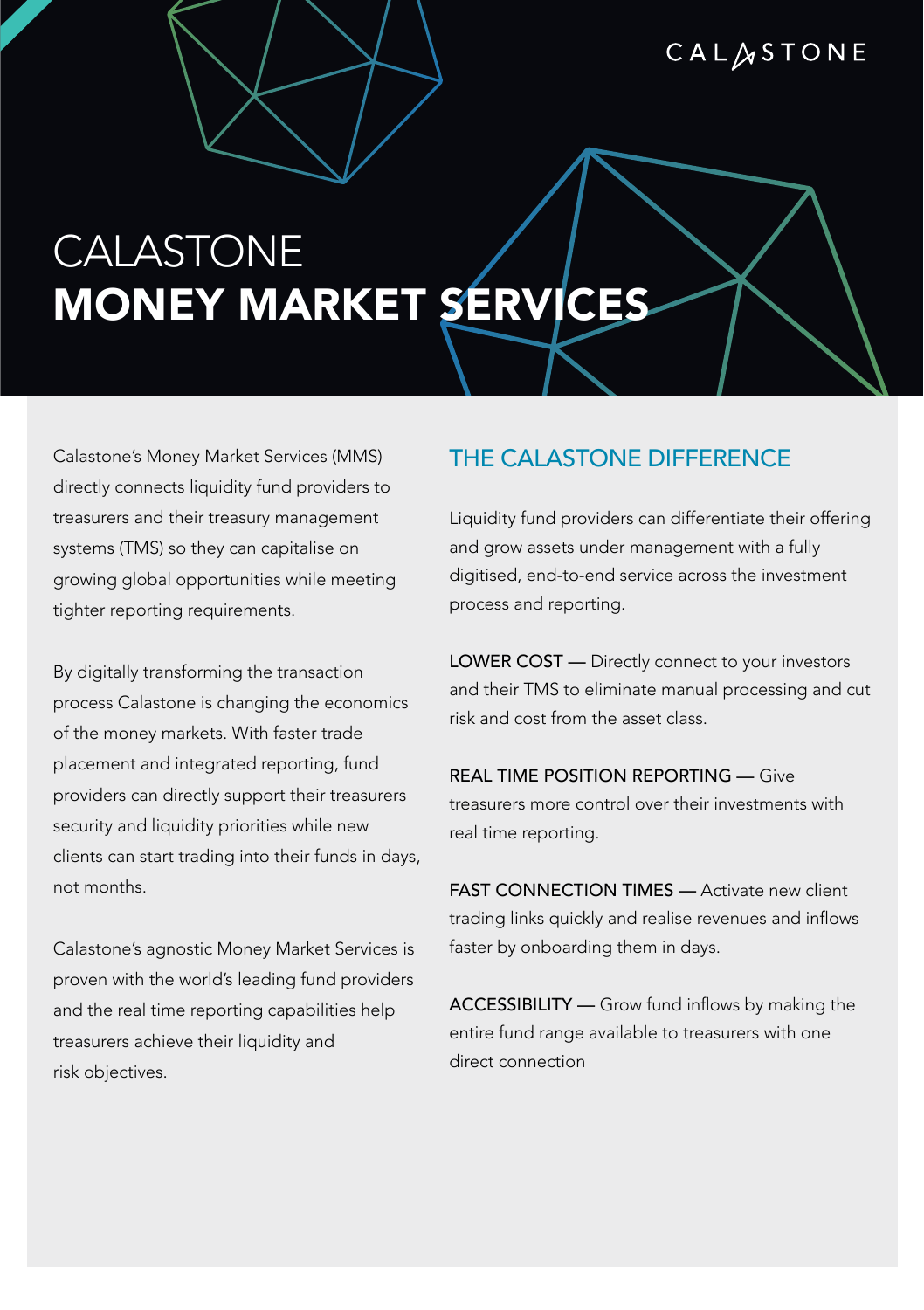# CALASTONE
# MONEY MARKET SERVICES

Calastone's Money Market Services (MMS) directly connects liquidity fund providers to treasurers and their treasury management systems (TMS) so they can capitalise on growing global opportunities while meeting tighter reporting requirements.

By digitally transforming the transaction process Calastone is changing the economics of the money markets. With faster trade placement and integrated reporting, fund providers can directly support their treasurers security and liquidity priorities while new clients can start trading into their funds in days, not months.

Calastone's agnostic Money Market Services is proven with the world's leading fund providers and the real time reporting capabilities help treasurers achieve their liquidity and risk objectives.

## THE CALASTONE DIFFERENCE

Liquidity fund providers can differentiate their offering and grow assets under management with a fully digitised, end-to-end service across the investment process and reporting.

LOWER COST — Directly connect to your investors and their TMS to eliminate manual processing and cut risk and cost from the asset class.

REAL TIME POSITION REPORTING — Give treasurers more control over their investments with real time reporting.

FAST CONNECTION TIMES — Activate new client trading links quickly and realise revenues and inflows faster by onboarding them in days.

ACCESSIBILITY — Grow fund inflows by making the entire fund range available to treasurers with one direct connection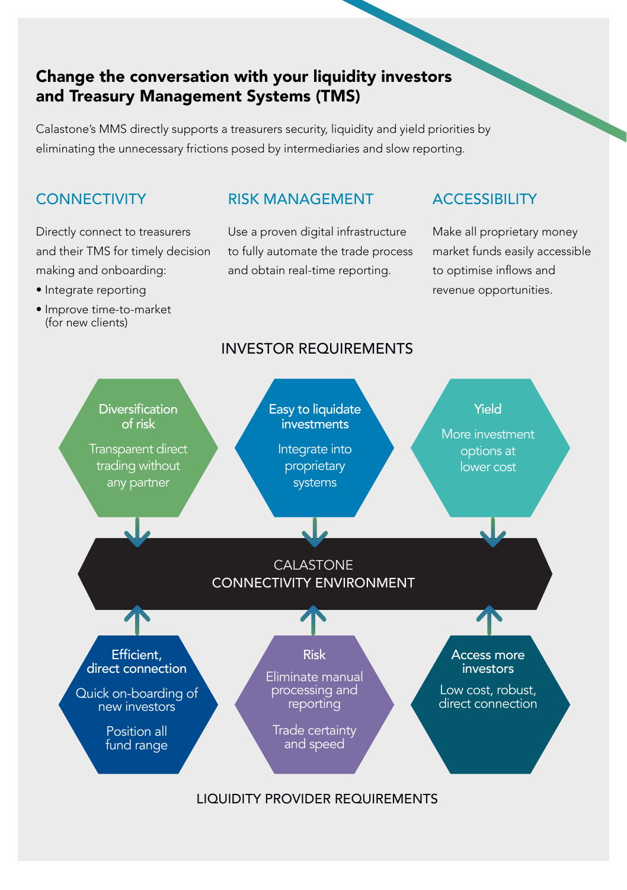## Change the conversation with your liquidity investors and Treasury Management Systems (TMS)

Calastone's MMS directly supports a treasurers security, liquidity and yield priorities by eliminating the unnecessary frictions posed by intermediaries and slow reporting.

### CONNECTIVITY

Directly connect to treasurers and their TMS for timely decision making and onboarding:

- Integrate reporting
- Improve time-to-market (for new clients)

### RISK MANAGEMENT

Use a proven digital infrastructure to fully automate the trade process and obtain real-time reporting.

### ACCESSIBILITY

Make all proprietary money market funds easily accessible to optimise inflows and revenue opportunities.

### INVESTOR REQUIREMENTS

**Diversification of risk**

Transparent direct trading without any partner

**Easy to liquidate investments**

Integrate into proprietary systems

**Yield**

More investment options at lower cost

### CALASTONE CONNECTIVITY ENVIRONMENT

**Efficient, direct connection**

Quick on-boarding of new investors

Position all fund range

**Risk**

Eliminate manual processing and reporting

Trade certainty and speed

**Access more investors**

Low cost, robust, direct connection

### LIQUIDITY PROVIDER REQUIREMENTS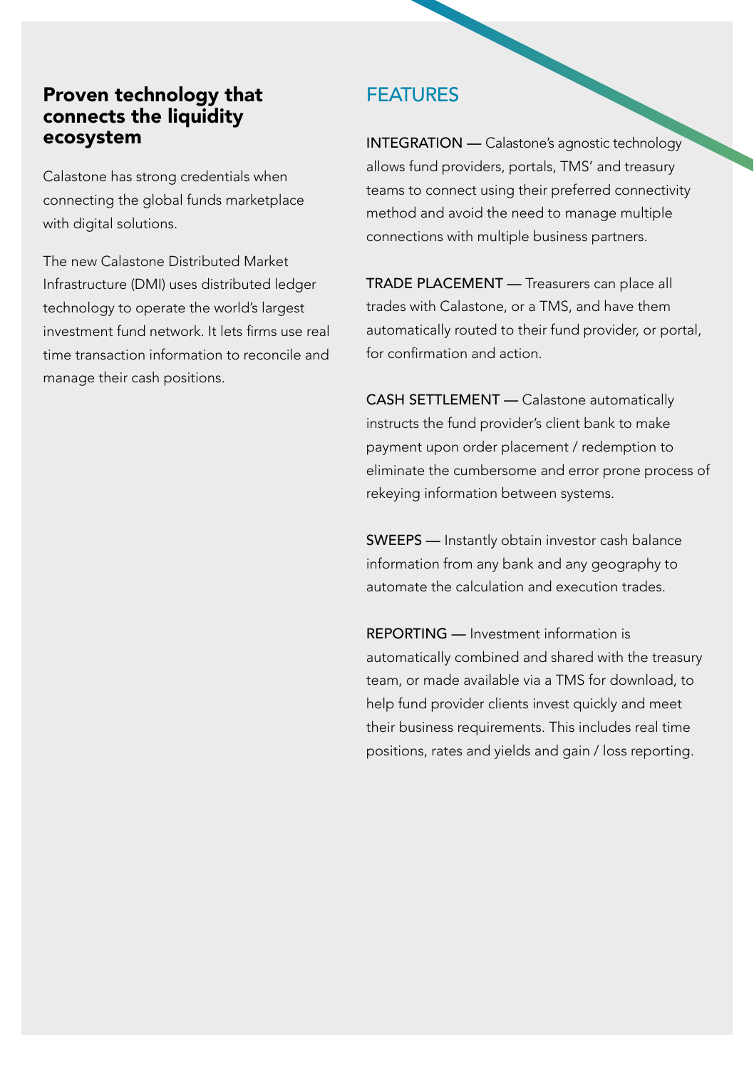## Proven technology that connects the liquidity ecosystem

Calastone has strong credentials when connecting the global funds marketplace with digital solutions.

The new Calastone Distributed Market Infrastructure (DMI) uses distributed ledger technology to operate the world's largest investment fund network. It lets firms use real time transaction information to reconcile and manage their cash positions.

## FEATURES

INTEGRATION — Calastone's agnostic technology allows fund providers, portals, TMS' and treasury teams to connect using their preferred connectivity method and avoid the need to manage multiple connections with multiple business partners.

TRADE PLACEMENT — Treasurers can place all trades with Calastone, or a TMS, and have them automatically routed to their fund provider, or portal, for confirmation and action.

CASH SETTLEMENT — Calastone automatically instructs the fund provider's client bank to make payment upon order placement / redemption to eliminate the cumbersome and error prone process of rekeying information between systems.

SWEEPS — Instantly obtain investor cash balance information from any bank and any geography to automate the calculation and execution trades.

REPORTING — Investment information is automatically combined and shared with the treasury team, or made available via a TMS for download, to help fund provider clients invest quickly and meet their business requirements. This includes real time positions, rates and yields and gain / loss reporting.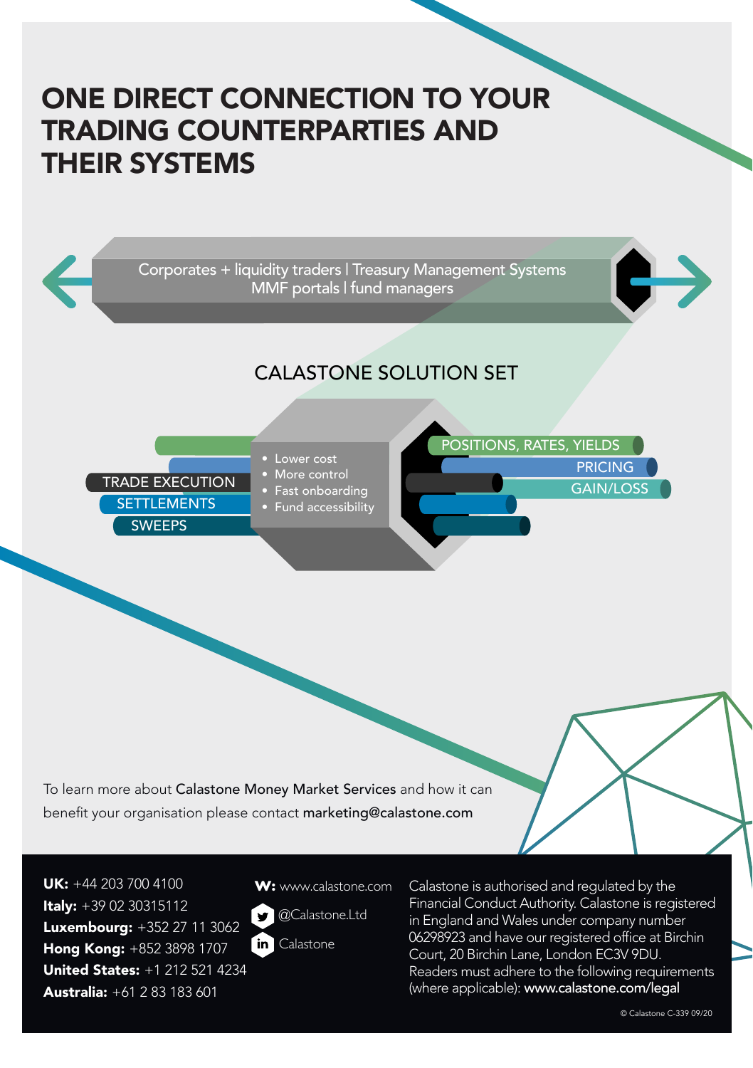# ONE DIRECT CONNECTION TO YOUR TRADING COUNTERPARTIES AND THEIR SYSTEMS

Corporates + liquidity traders | Treasury Management Systems
MMF portals | fund managers

CALASTONE SOLUTION SET

TRADE EXECUTION
SETTLEMENTS
SWEEPS

- Lower cost
- More control
- Fast onboarding
- Fund accessibility

POSITIONS, RATES, YIELDS
PRICING
GAIN/LOSS

To learn more about **Calastone Money Market Services** and how it can benefit your organisation please contact **marketing@calastone.com**

**UK:** +44 203 700 4100
**Italy:** +39 02 30315112
**Luxembourg:** +352 27 11 3062
**Hong Kong:** +852 3898 1707
**United States:** +1 212 521 4234
**Australia:** +61 2 83 183 601

**W:** www.calastone.com
@Calastone.Ltd
Calastone

Calastone is authorised and regulated by the Financial Conduct Authority. Calastone is registered in England and Wales under company number 06298923 and have our registered office at Birchin Court, 20 Birchin Lane, London EC3V 9DU. Readers must adhere to the following requirements (where applicable): **www.calastone.com/legal**

© Calastone C-339 09/20